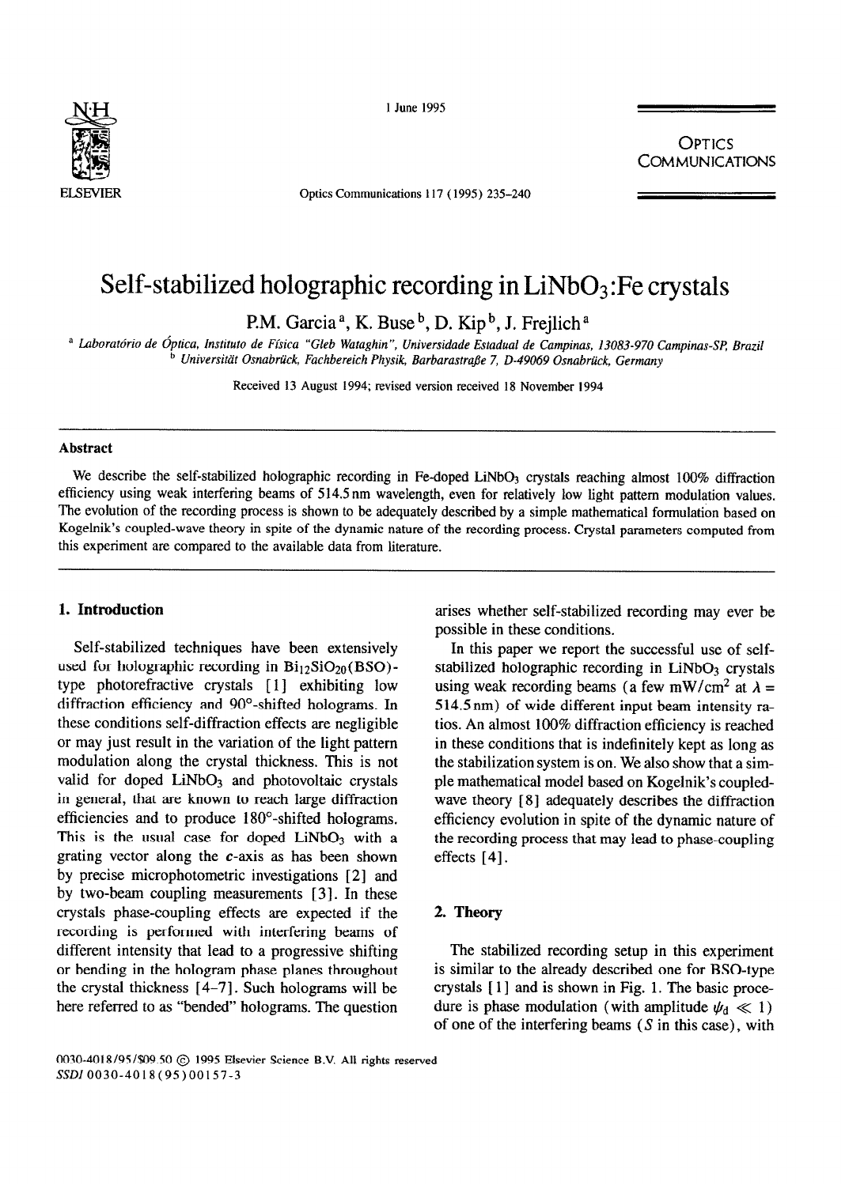# Self-stabilized holographic recording in $LiNbO_3$:Fe crystals

P.M. Garcia [a], K. Buse [b], D. Kip [b], J. Frejlich [a]

[a] *Laboratório de Óptica, Instituto de Física "Gleb Wataghin", Universidade Estadual de Campinas, 13083-970 Campinas-SP, Brazil*
[b] *Universität Osnabrück, Fachbereich Physik, Barbarastraße 7, D-49069 Osnabrück, Germany*

Received 13 August 1994; revised version received 18 November 1994

## Abstract

We describe the self-stabilized holographic recording in Fe-doped $LiNbO_3$ crystals reaching almost 100% diffraction efficiency using weak interfering beams of 514.5 nm wavelength, even for relatively low light pattern modulation values. The evolution of the recording process is shown to be adequately described by a simple mathematical formulation based on Kogelnik's coupled-wave theory in spite of the dynamic nature of the recording process. Crystal parameters computed from this experiment are compared to the available data from literature.

## 1. Introduction

Self-stabilized techniques have been extensively used for holographic recording in $Bi_{12}SiO_{20}$(BSO)-type photorefractive crystals [1] exhibiting low diffraction efficiency and 90°-shifted holograms. In these conditions self-diffraction effects are negligible or may just result in the variation of the light pattern modulation along the crystal thickness. This is not valid for doped $LiNbO_3$ and photovoltaic crystals in general, that are known to reach large diffraction efficiencies and to produce 180°-shifted holograms. This is the usual case for doped $LiNbO_3$ with a grating vector along the **c**-axis as has been shown by precise microphotometric investigations [2] and by two-beam coupling measurements [3]. In these crystals phase-coupling effects are expected if the recording is performed with interfering beams of different intensity that lead to a progressive shifting or bending in the hologram phase planes throughout the crystal thickness [4–7]. Such holograms will be here referred to as "bended" holograms. The question arises whether self-stabilized recording may ever be possible in these conditions.

In this paper we report the successful use of self-stabilized holographic recording in $LiNbO_3$ crystals using weak recording beams (a few mW/cm² at $\lambda = 514.5$ nm) of wide different input beam intensity ratios. An almost 100% diffraction efficiency is reached in these conditions that is indefinitely kept as long as the stabilization system is on. We also show that a simple mathematical model based on Kogelnik's coupled-wave theory [8] adequately describes the diffraction efficiency evolution in spite of the dynamic nature of the recording process that may lead to phase-coupling effects [4].

## 2. Theory

The stabilized recording setup in this experiment is similar to the already described one for BSO-type crystals [1] and is shown in Fig. 1. The basic procedure is phase modulation (with amplitude $\psi_d \ll 1$) of one of the interfering beams ($S$ in this case), with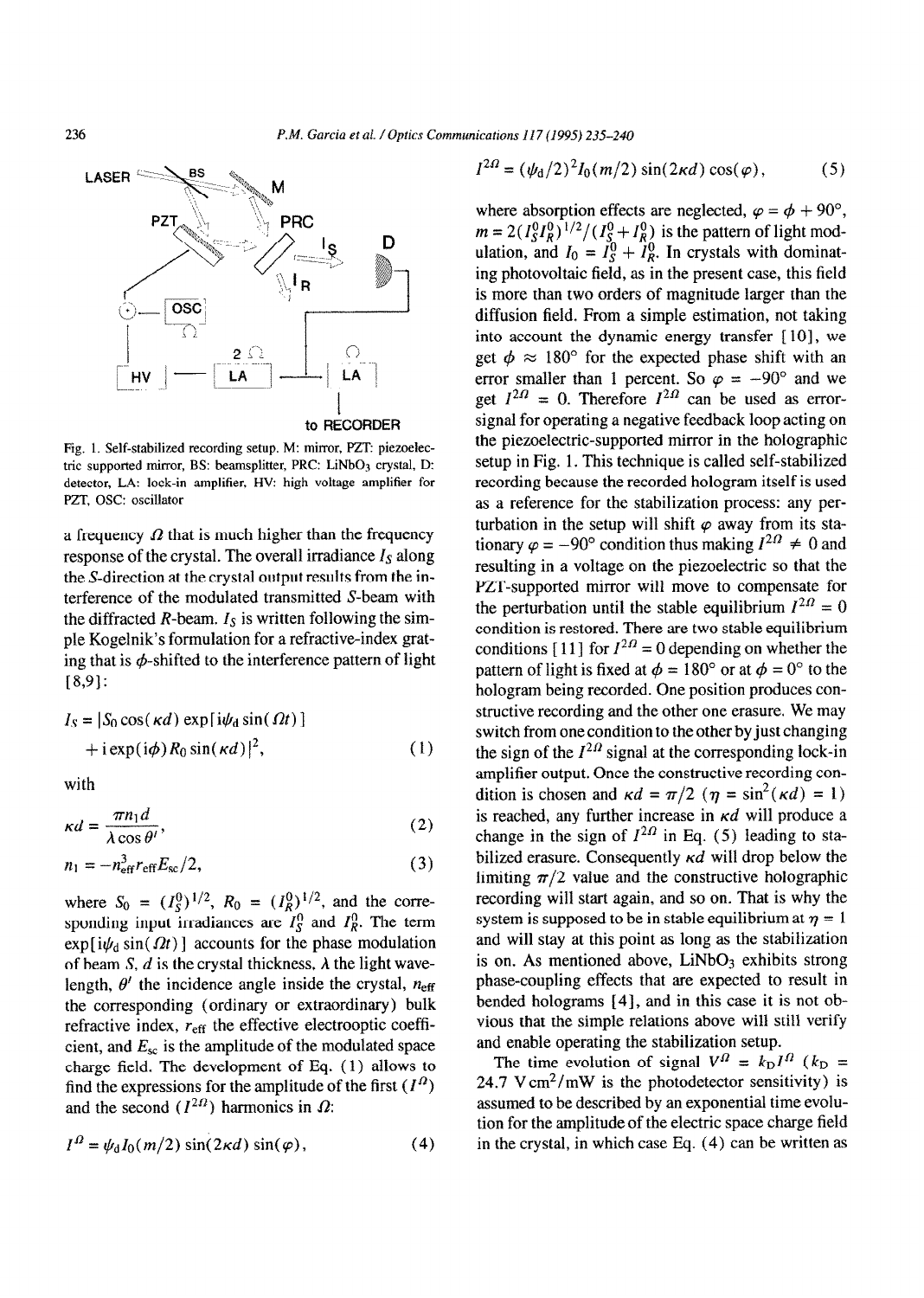LASER

BS

M

PZT

PRC

$I_S$

D

$I_R$

OSC

$\Omega$

$2\Omega$

$\Omega$

HV

LA

LA

to RECORDER

Fig. 1. Self-stabilized recording setup. M: mirror, PZT: piezoelectric supported mirror, BS: beamsplitter, PRC: $LiNbO_3$ crystal, D: detector, LA: lock-in amplifier, HV: high voltage amplifier for PZT, OSC: oscillator

a frequency $\Omega$ that is much higher than the frequency response of the crystal. The overall irradiance $I_S$ along the $S$-direction at the crystal output results from the interference of the modulated transmitted $S$-beam with the diffracted $R$-beam. $I_S$ is written following the simple Kogelnik's formulation for a refractive-index grating that is $\phi$-shifted to the interference pattern of light [8,9]:

$$I_S = |S_0 \cos(\kappa d) \exp[i\psi_d \sin(\Omega t)] + i\exp(i\phi) R_0 \sin(\kappa d)|^2, \tag{1}$$

with

$$\kappa d = \frac{\pi n_1 d}{\lambda \cos\theta'}, \tag{2}$$

$$n_1 = -n_{\text{eff}}^3 r_{\text{eff}} E_{\text{sc}}/2, \tag{3}$$

where $S_0 = (I_S^0)^{1/2}$, $R_0 = (I_R^0)^{1/2}$, and the corresponding input irradiances are $I_S^0$ and $I_R^0$. The term $\exp[i\psi_d \sin(\Omega t)]$ accounts for the phase modulation of beam $S$, $d$ is the crystal thickness, $\lambda$ the light wavelength, $\theta'$ the incidence angle inside the crystal, $n_{\text{eff}}$ the corresponding (ordinary or extraordinary) bulk refractive index, $r_{\text{eff}}$ the effective electrooptic coefficient, and $E_{\text{sc}}$ is the amplitude of the modulated space charge field. The development of Eq. (1) allows to find the expressions for the amplitude of the first ($I^{\Omega}$) and the second ($I^{2\Omega}$) harmonics in $\Omega$:

$$I^{\Omega} = \psi_d I_0 (m/2) \sin(2\kappa d) \sin(\varphi), \tag{4}$$

$$I^{2\Omega} = (\psi_d/2)^2 I_0 (m/2) \sin(2\kappa d) \cos(\varphi), \tag{5}$$

where absorption effects are neglected, $\varphi = \phi + 90°$, $m = 2(I_S^0 I_R^0)^{1/2}/(I_S^0 + I_R^0)$ is the pattern of light modulation, and $I_0 = I_S^0 + I_R^0$. In crystals with dominating photovoltaic field, as in the present case, this field is more than two orders of magnitude larger than the diffusion field. From a simple estimation, not taking into account the dynamic energy transfer [10], we get $\phi \approx 180°$ for the expected phase shift with an error smaller than 1 percent. So $\varphi = -90°$ and we get $I^{2\Omega} = 0$. Therefore $I^{2\Omega}$ can be used as error-signal for operating a negative feedback loop acting on the piezoelectric-supported mirror in the holographic setup in Fig. 1. This technique is called self-stabilized recording because the recorded hologram itself is used as a reference for the stabilization process: any perturbation in the setup will shift $\varphi$ away from its stationary $\varphi = -90°$ condition thus making $I^{2\Omega} \neq 0$ and resulting in a voltage on the piezoelectric so that the PZT-supported mirror will move to compensate for the perturbation until the stable equilibrium $I^{2\Omega} = 0$ condition is restored. There are two stable equilibrium conditions [11] for $I^{2\Omega} = 0$ depending on whether the pattern of light is fixed at $\phi = 180°$ or at $\phi = 0°$ to the hologram being recorded. One position produces constructive recording and the other one erasure. We may switch from one condition to the other by just changing the sign of the $I^{2\Omega}$ signal at the corresponding lock-in amplifier output. Once the constructive recording condition is chosen and $\kappa d = \pi/2$ ($\eta = \sin^2(\kappa d) = 1$) is reached, any further increase in $\kappa d$ will produce a change in the sign of $I^{2\Omega}$ in Eq. (5) leading to stabilized erasure. Consequently $\kappa d$ will drop below the limiting $\pi/2$ value and the constructive holographic recording will start again, and so on. That is why the system is supposed to be in stable equilibrium at $\eta = 1$ and will stay at this point as long as the stabilization is on. As mentioned above, $LiNbO_3$ exhibits strong phase-coupling effects that are expected to result in bended holograms [4], and in this case it is not obvious that the simple relations above will still verify and enable operating the stabilization setup.

The time evolution of signal $V^{\Omega} = k_D I^{\Omega}$ ($k_D = 24.7\ \text{V cm}^2/\text{mW}$ is the photodetector sensitivity) is assumed to be described by an exponential time evolution for the amplitude of the electric space charge field in the crystal, in which case Eq. (4) can be written as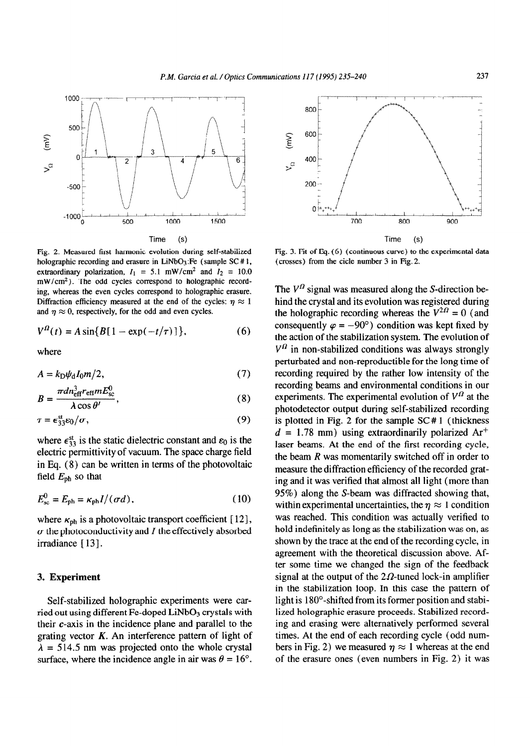1000

500

0

-500

-1000

$V_\Omega$ (mV)

1 2 3 4 5 6

0 500 1000 1500

Time (s)

Fig. 2. Measured first harmonic evolution during self-stabilized holographic recording and erasure in $LiNbO_3$:Fe (sample SC#1, extraordinary polarization, $I_1$ = 5.1 mW/cm$^2$ and $I_2$ = 10.0 mW/cm$^2$). The odd cycles correspond to holographic recording, whereas the even cycles correspond to holographic erasure. Diffraction efficiency measured at the end of the cycles: $\eta \approx 1$ and $\eta \approx 0$, respectively, for the odd and even cycles.

800

600

400

200

0

$V_\Omega$ (mV)

700 800 900

Time (s)

Fig. 3. Fit of Eq. (6) (continuous curve) to the experimental data (crosses) from the cicle number 3 in Fig. 2.

$$V^{\Omega}(t) = A \sin\{B[1 - \exp(-t/\tau)]\}, \tag{6}$$

where

$$A = k_D \psi_d I_0 m/2, \tag{7}$$

$$B = \frac{\pi d n_{\text{eff}}^3 r_{\text{eff}} m E_{\text{sc}}^0}{\lambda \cos \theta'}, \tag{8}$$

$$\tau = \epsilon_{33}^{\text{st}} \varepsilon_0 / \sigma, \tag{9}$$

where $\epsilon_{33}^{\text{st}}$ is the static dielectric constant and $\varepsilon_0$ is the electric permittivity of vacuum. The space charge field in Eq. (8) can be written in terms of the photovoltaic field $E_{\text{ph}}$ so that

$$E_{\text{sc}}^0 = E_{\text{ph}} = \kappa_{\text{ph}} I/(\sigma d), \tag{10}$$

where $\kappa_{\text{ph}}$ is a photovoltaic transport coefficient [12], $\sigma$ the photoconductivity and $I$ the effectively absorbed irradiance [13].

## 3. Experiment

Self-stabilized holographic experiments were carried out using different Fe-doped $LiNbO_3$ crystals with their $c$-axis in the incidence plane and parallel to the grating vector $K$. An interference pattern of light of $\lambda$ = 514.5 nm was projected onto the whole crystal surface, where the incidence angle in air was $\theta$ = 16°. The $V^{\Omega}$ signal was measured along the $S$-direction behind the crystal and its evolution was registered during the holographic recording whereas the $V^{2\Omega} = 0$ (and consequently $\varphi = -90°$) condition was kept fixed by the action of the stabilization system. The evolution of $V^{\Omega}$ in non-stabilized conditions was always strongly perturbated and non-reproductible for the long time of recording required by the rather low intensity of the recording beams and environmental conditions in our experiments. The experimental evolution of $V^{\Omega}$ at the photodetector output during self-stabilized recording is plotted in Fig. 2 for the sample SC#1 (thickness $d$ = 1.78 mm) using extraordinarily polarized $Ar^+$ laser beams. At the end of the first recording cycle, the beam $R$ was momentarily switched off in order to measure the diffraction efficiency of the recorded grating and it was verified that almost all light (more than 95%) along the $S$-beam was diffracted showing that, within experimental uncertainties, the $\eta \approx 1$ condition was reached. This condition was actually verified to hold indefinitely as long as the stabilization was on, as shown by the trace at the end of the recording cycle, in agreement with the theoretical discussion above. After some time we changed the sign of the feedback signal at the output of the $2\Omega$-tuned lock-in amplifier in the stabilization loop. In this case the pattern of light is 180°-shifted from its former position and stabilized holographic erasure proceeds. Stabilized recording and erasing were alternatively performed several times. At the end of each recording cycle (odd numbers in Fig. 2) we measured $\eta \approx 1$ whereas at the end of the erasure ones (even numbers in Fig. 2) it was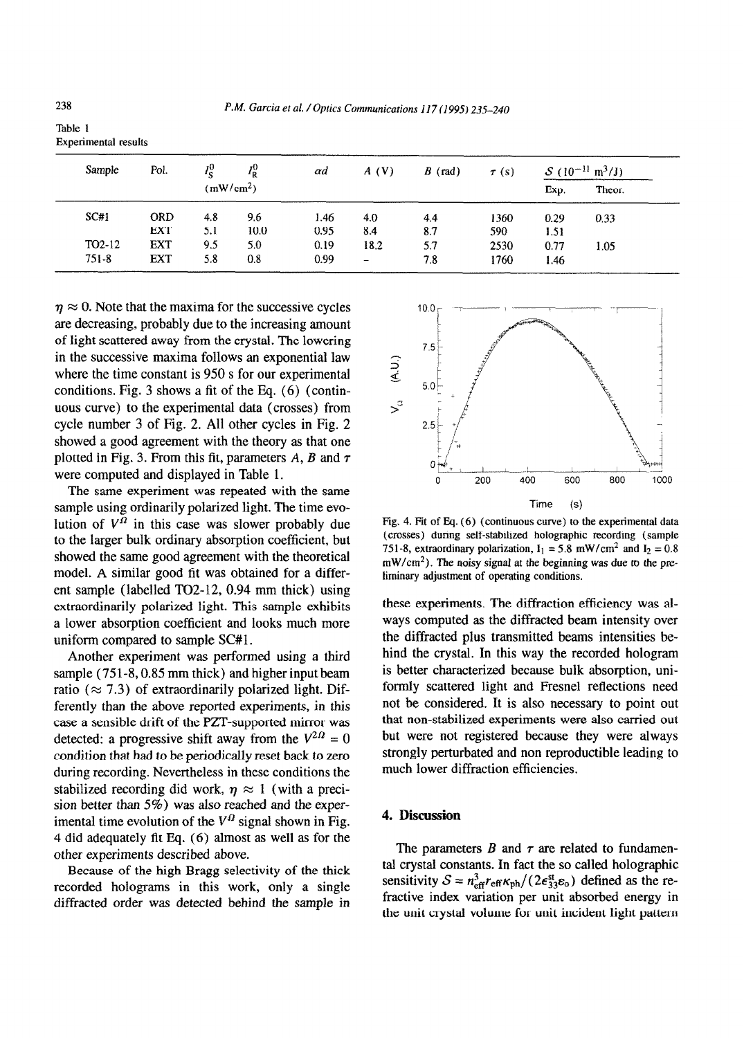Table 1
Experimental results

| Sample | Pol. | $I_S^0$ (mW/cm$^2$) | $I_R^0$ | $\alpha d$ | $A$ (V) | $B$ (rad) | $\tau$ (s) | $\mathcal{S}$ ($10^{-11}$ m$^3$/J) | |
|---|---|---|---|---|---|---|---|---|---|
| | | | | | | | | Exp. | Theor. |
| SC#1 | ORD | 4.8 | 9.6 | 1.46 | 4.0 | 4.4 | 1360 | 0.29 | 0.33 |
| | EXT | 5.1 | 10.0 | 0.95 | 8.4 | 8.7 | 590 | 1.51 | |
| TO2-12 | EXT | 9.5 | 5.0 | 0.19 | 18.2 | 5.7 | 2530 | 0.77 | 1.05 |
| 751-8 | EXT | 5.8 | 0.8 | 0.99 | – | 7.8 | 1760 | 1.46 | |

$\eta \approx 0$. Note that the maxima for the successive cycles are decreasing, probably due to the increasing amount of light scattered away from the crystal. The lowering in the successive maxima follows an exponential law where the time constant is 950 s for our experimental conditions. Fig. 3 shows a fit of the Eq. (6) (continuous curve) to the experimental data (crosses) from cycle number 3 of Fig. 2. All other cycles in Fig. 2 showed a good agreement with the theory as that one plotted in Fig. 3. From this fit, parameters $A$, $B$ and $\tau$ were computed and displayed in Table 1.

The same experiment was repeated with the same sample using ordinarily polarized light. The time evolution of $V^{\Omega}$ in this case was slower probably due to the larger bulk ordinary absorption coefficient, but showed the same good agreement with the theoretical model. A similar good fit was obtained for a different sample (labelled TO2-12, 0.94 mm thick) using extraordinarily polarized light. This sample exhibits a lower absorption coefficient and looks much more uniform compared to sample SC#1.

Another experiment was performed using a third sample (751-8, 0.85 mm thick) and higher input beam ratio ($\approx 7.3$) of extraordinarily polarized light. Differently than the above reported experiments, in this case a sensible drift of the PZT-supported mirror was detected: a progressive shift away from the $V^{2\Omega} = 0$ condition that had to be periodically reset back to zero during recording. Nevertheless in these conditions the stabilized recording did work, $\eta \approx 1$ (with a precision better than 5%) was also reached and the experimental time evolution of the $V^{\Omega}$ signal shown in Fig. 4 did adequately fit Eq. (6) almost as well as for the other experiments described above.

Because of the high Bragg selectivity of the thick recorded holograms in this work, only a single diffracted order was detected behind the sample in these experiments. The diffraction efficiency was always computed as the diffracted beam intensity over the diffracted plus transmitted beams intensities behind the crystal. In this way the recorded hologram is better characterized because bulk absorption, uniformly scattered light and Fresnel reflections need not be considered. It is also necessary to point out that non-stabilized experiments were also carried out but were not registered because they were always strongly perturbated and non reproductible leading to much lower diffraction efficiencies.

10.0
7.5
5.0
2.5
0
$V_{\Omega}$ (A.U.)
0
200
400
600
800
1000
Time (s)

Fig. 4. Fit of Eq. (6) (continuous curve) to the experimental data (crosses) during self-stabilized holographic recording (sample 751-8, extraordinary polarization, $I_1 = 5.8$ mW/cm$^2$ and $I_2 = 0.8$ mW/cm$^2$). The noisy signal at the beginning was due to the preliminary adjustment of operating conditions.

## 4. Discussion

The parameters $B$ and $\tau$ are related to fundamental crystal constants. In fact the so called holographic sensitivity $\mathcal{S} = n_{\text{eff}}^3 r_{\text{eff}} \kappa_{\text{ph}} / (2\epsilon_{33}^{\text{st}} \epsilon_0)$ defined as the refractive index variation per unit absorbed energy in the unit crystal volume for unit incident light pattern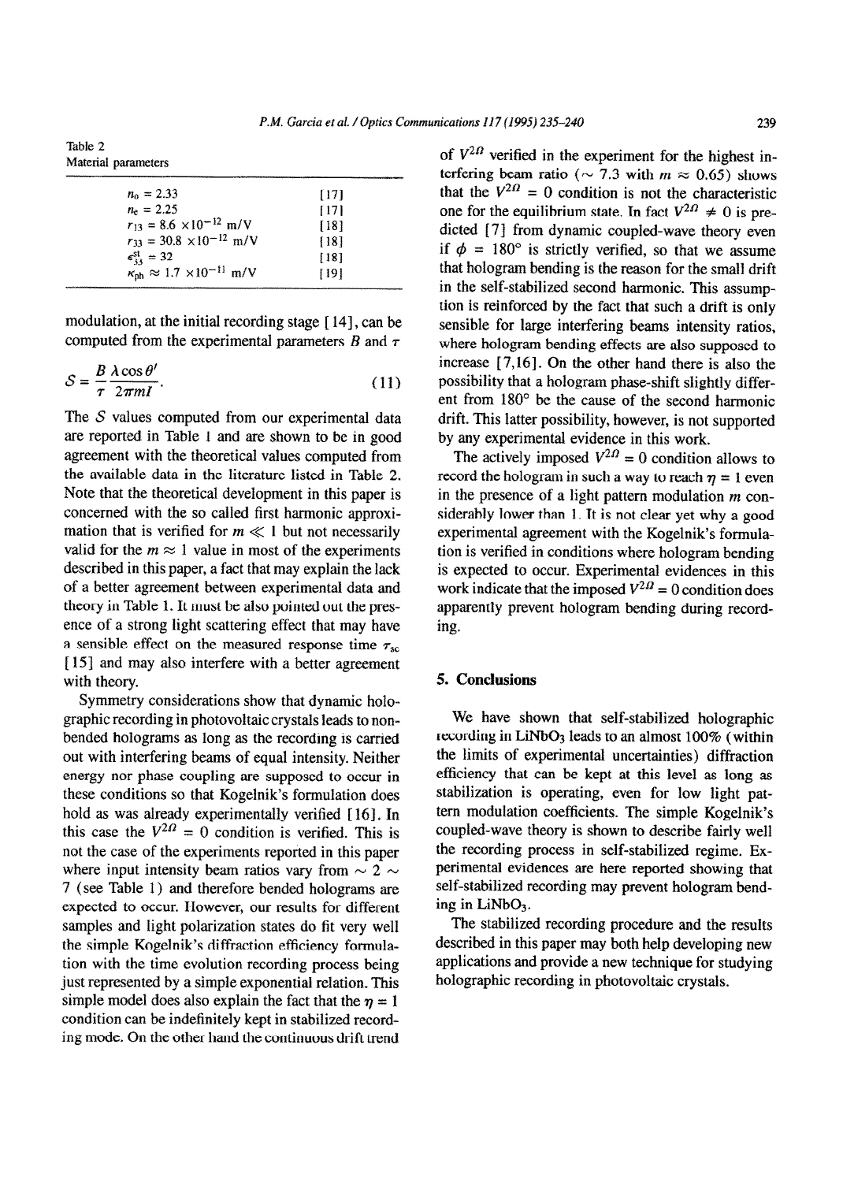Table 2
Material parameters

| | |
|---|---|
| $n_o = 2.33$ | [17] |
| $n_e = 2.25$ | [17] |
| $r_{13} = 8.6 \times 10^{-12}$ m/V | [18] |
| $r_{33} = 30.8 \times 10^{-12}$ m/V | [18] |
| $\epsilon_{33}^{st} = 32$ | [18] |
| $\kappa_{ph} \approx 1.7 \times 10^{-11}$ m/V | [19] |

modulation, at the initial recording stage [14], can be computed from the experimental parameters $B$ and $\tau$

$$\mathcal{S} = \frac{B}{\tau} \frac{\lambda \cos \theta'}{2\pi m I}. \tag{11}$$

The $\mathcal{S}$ values computed from our experimental data are reported in Table 1 and are shown to be in good agreement with the theoretical values computed from the available data in the literature listed in Table 2. Note that the theoretical development in this paper is concerned with the so called first harmonic approximation that is verified for $m \ll 1$ but not necessarily valid for the $m \approx 1$ value in most of the experiments described in this paper, a fact that may explain the lack of a better agreement between experimental data and theory in Table 1. It must be also pointed out the presence of a strong light scattering effect that may have a sensible effect on the measured response time $\tau_{sc}$ [15] and may also interfere with a better agreement with theory.

Symmetry considerations show that dynamic holographic recording in photovoltaic crystals leads to non-bended holograms as long as the recording is carried out with interfering beams of equal intensity. Neither energy nor phase coupling are supposed to occur in these conditions so that Kogelnik's formulation does hold as was already experimentally verified [16]. In this case the $V^{2\Omega} = 0$ condition is verified. This is not the case of the experiments reported in this paper where input intensity beam ratios vary from $\sim 2 \sim 7$ (see Table 1) and therefore bended holograms are expected to occur. However, our results for different samples and light polarization states do fit very well the simple Kogelnik's diffraction efficiency formulation with the time evolution recording process being just represented by a simple exponential relation. This simple model does also explain the fact that the $\eta = 1$ condition can be indefinitely kept in stabilized recording mode. On the other hand the continuous drift trend of $V^{2\Omega}$ verified in the experiment for the highest interfering beam ratio ($\sim 7.3$ with $m \approx 0.65$) shows that the $V^{2\Omega} = 0$ condition is not the characteristic one for the equilibrium state. In fact $V^{2\Omega} \neq 0$ is predicted [7] from dynamic coupled-wave theory even if $\phi = 180°$ is strictly verified, so that we assume that hologram bending is the reason for the small drift in the self-stabilized second harmonic. This assumption is reinforced by the fact that such a drift is only sensible for large interfering beams intensity ratios, where hologram bending effects are also supposed to increase [7,16]. On the other hand there is also the possibility that a hologram phase-shift slightly different from 180° be the cause of the second harmonic drift. This latter possibility, however, is not supported by any experimental evidence in this work.

The actively imposed $V^{2\Omega} = 0$ condition allows to record the hologram in such a way to reach $\eta = 1$ even in the presence of a light pattern modulation $m$ considerably lower than 1. It is not clear yet why a good experimental agreement with the Kogelnik's formulation is verified in conditions where hologram bending is expected to occur. Experimental evidences in this work indicate that the imposed $V^{2\Omega} = 0$ condition does apparently prevent hologram bending during recording.

## 5. Conclusions

We have shown that self-stabilized holographic recording in $LiNbO_3$ leads to an almost 100% (within the limits of experimental uncertainties) diffraction efficiency that can be kept at this level as long as stabilization is operating, even for low light pattern modulation coefficients. The simple Kogelnik's coupled-wave theory is shown to describe fairly well the recording process in self-stabilized regime. Experimental evidences are here reported showing that self-stabilized recording may prevent hologram bending in $LiNbO_3$.

The stabilized recording procedure and the results described in this paper may both help developing new applications and provide a new technique for studying holographic recording in photovoltaic crystals.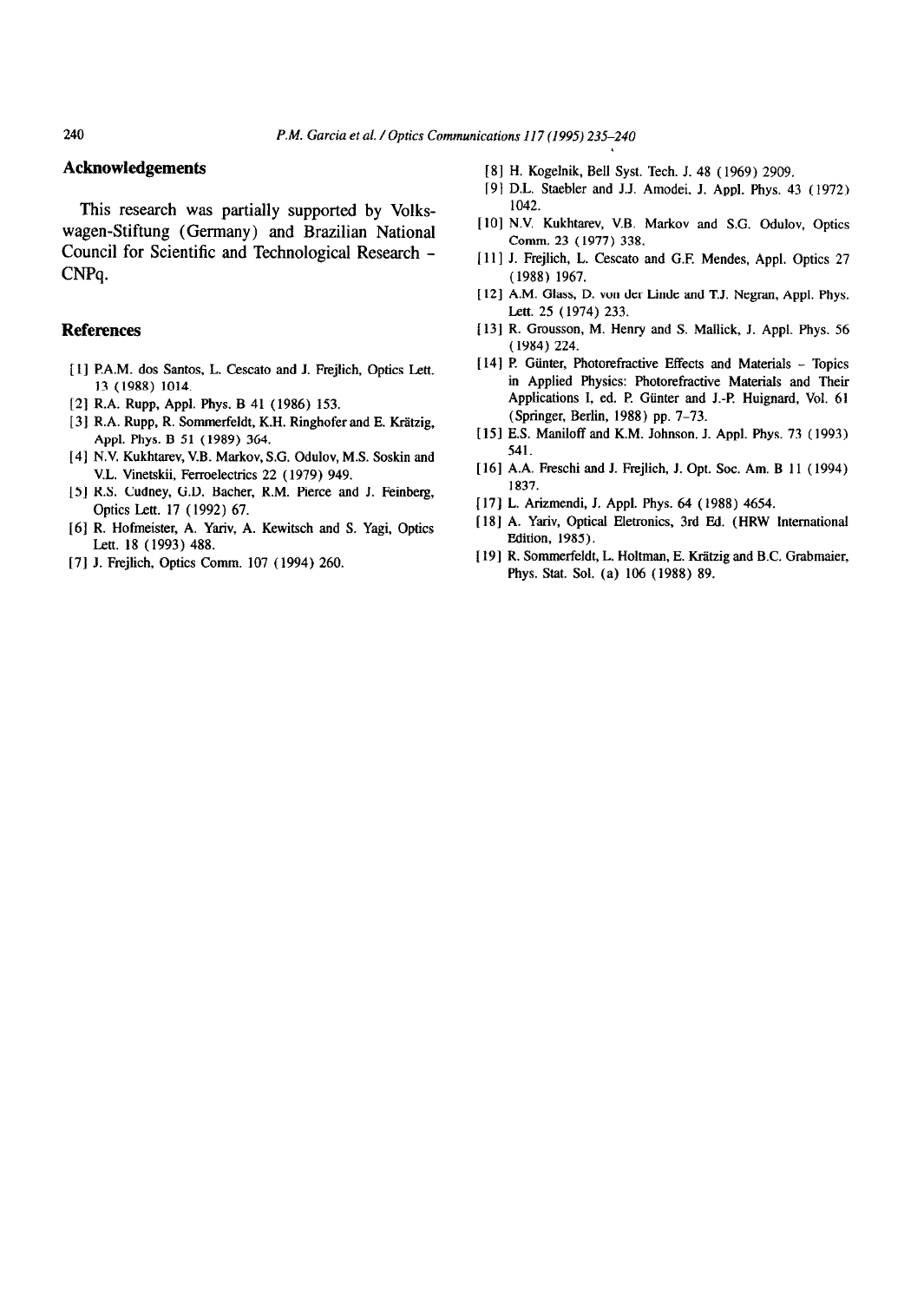## Acknowledgements

This research was partially supported by Volkswagen-Stiftung (Germany) and Brazilian National Council for Scientific and Technological Research - CNPq.

## References

[1] P.A.M. dos Santos, L. Cescato and J. Frejlich, Optics Lett. 13 (1988) 1014.

[2] R.A. Rupp, Appl. Phys. B 41 (1986) 153.

[3] R.A. Rupp, R. Sommerfeldt, K.H. Ringhofer and E. Krätzig, Appl. Phys. B 51 (1989) 364.

[4] N.V. Kukhtarev, V.B. Markov, S.G. Odulov, M.S. Soskin and V.L. Vinetskii, Ferroelectrics 22 (1979) 949.

[5] R.S. Cudney, G.D. Bacher, R.M. Pierce and J. Feinberg, Optics Lett. 17 (1992) 67.

[6] R. Hofmeister, A. Yariv, A. Kewitsch and S. Yagi, Optics Lett. 18 (1993) 488.

[7] J. Frejlich, Optics Comm. 107 (1994) 260.

[8] H. Kogelnik, Bell Syst. Tech. J. 48 (1969) 2909.

[9] D.L. Staebler and J.J. Amodei, J. Appl. Phys. 43 (1972) 1042.

[10] N.V. Kukhtarev, V.B. Markov and S.G. Odulov, Optics Comm. 23 (1977) 338.

[11] J. Frejlich, L. Cescato and G.F. Mendes, Appl. Optics 27 (1988) 1967.

[12] A.M. Glass, D. von der Linde and T.J. Negran, Appl. Phys. Lett. 25 (1974) 233.

[13] R. Grousson, M. Henry and S. Mallick, J. Appl. Phys. 56 (1984) 224.

[14] P. Günter, Photorefractive Effects and Materials - Topics in Applied Physics: Photorefractive Materials and Their Applications I, ed. P. Günter and J.-P. Huignard, Vol. 61 (Springer, Berlin, 1988) pp. 7–73.

[15] E.S. Maniloff and K.M. Johnson, J. Appl. Phys. 73 (1993) 541.

[16] A.A. Freschi and J. Frejlich, J. Opt. Soc. Am. B 11 (1994) 1837.

[17] L. Arizmendi, J. Appl. Phys. 64 (1988) 4654.

[18] A. Yariv, Optical Eletronics, 3rd Ed. (HRW International Edition, 1985).

[19] R. Sommerfeldt, L. Holtman, E. Krätzig and B.C. Grabmaier, Phys. Stat. Sol. (a) 106 (1988) 89.